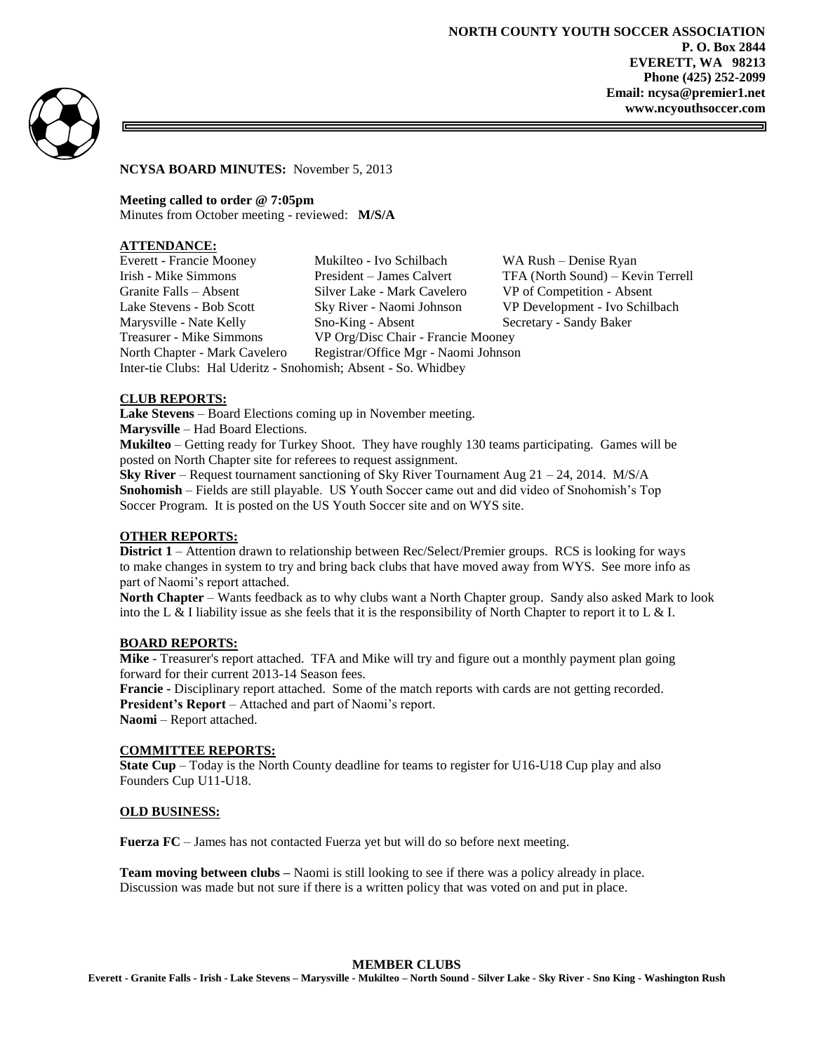**NORTH COUNTY YOUTH SOCCER ASSOCIATION**
**P. O. Box 2844**
**EVERETT, WA 98213**
**Phone (425) 252-2099**
**Email: ncysa@premier1.net**
**www.ncyouthsoccer.com**

**NCYSA BOARD MINUTES:** November 5, 2013

**Meeting called to order @ 7:05pm**
Minutes from October meeting - reviewed: **M/S/A**

## ATTENDANCE:

| | | |
|---|---|---|
| Everett - Francie Mooney | Mukilteo - Ivo Schilbach | WA Rush – Denise Ryan |
| Irish - Mike Simmons | President – James Calvert | TFA (North Sound) – Kevin Terrell |
| Granite Falls – Absent | Silver Lake - Mark Cavelero | VP of Competition - Absent |
| Lake Stevens - Bob Scott | Sky River - Naomi Johnson | VP Development - Ivo Schilbach |
| Marysville - Nate Kelly | Sno-King - Absent | Secretary - Sandy Baker |
| Treasurer - Mike Simmons | VP Org/Disc Chair - Francie Mooney | |
| North Chapter - Mark Cavelero | Registrar/Office Mgr - Naomi Johnson | |

Inter-tie Clubs: Hal Uderitz - Snohomish; Absent - So. Whidbey

## CLUB REPORTS:

**Lake Stevens** – Board Elections coming up in November meeting.
**Marysville** – Had Board Elections.
**Mukilteo** – Getting ready for Turkey Shoot. They have roughly 130 teams participating. Games will be posted on North Chapter site for referees to request assignment.
**Sky River** – Request tournament sanctioning of Sky River Tournament Aug 21 – 24, 2014. M/S/A
**Snohomish** – Fields are still playable. US Youth Soccer came out and did video of Snohomish's Top Soccer Program. It is posted on the US Youth Soccer site and on WYS site.

## OTHER REPORTS:

**District 1** – Attention drawn to relationship between Rec/Select/Premier groups. RCS is looking for ways to make changes in system to try and bring back clubs that have moved away from WYS. See more info as part of Naomi's report attached.
**North Chapter** – Wants feedback as to why clubs want a North Chapter group. Sandy also asked Mark to look into the L & I liability issue as she feels that it is the responsibility of North Chapter to report it to L & I.

## BOARD REPORTS:

**Mike** - Treasurer's report attached. TFA and Mike will try and figure out a monthly payment plan going forward for their current 2013-14 Season fees.
**Francie -** Disciplinary report attached. Some of the match reports with cards are not getting recorded.
**President's Report** – Attached and part of Naomi's report.
**Naomi** – Report attached.

## COMMITTEE REPORTS:

**State Cup** – Today is the North County deadline for teams to register for U16-U18 Cup play and also Founders Cup U11-U18.

## OLD BUSINESS:

**Fuerza FC** – James has not contacted Fuerza yet but will do so before next meeting.

**Team moving between clubs –** Naomi is still looking to see if there was a policy already in place. Discussion was made but not sure if there is a written policy that was voted on and put in place.

**MEMBER CLUBS**
**Everett - Granite Falls - Irish - Lake Stevens – Marysville - Mukilteo – North Sound - Silver Lake - Sky River - Sno King - Washington Rush**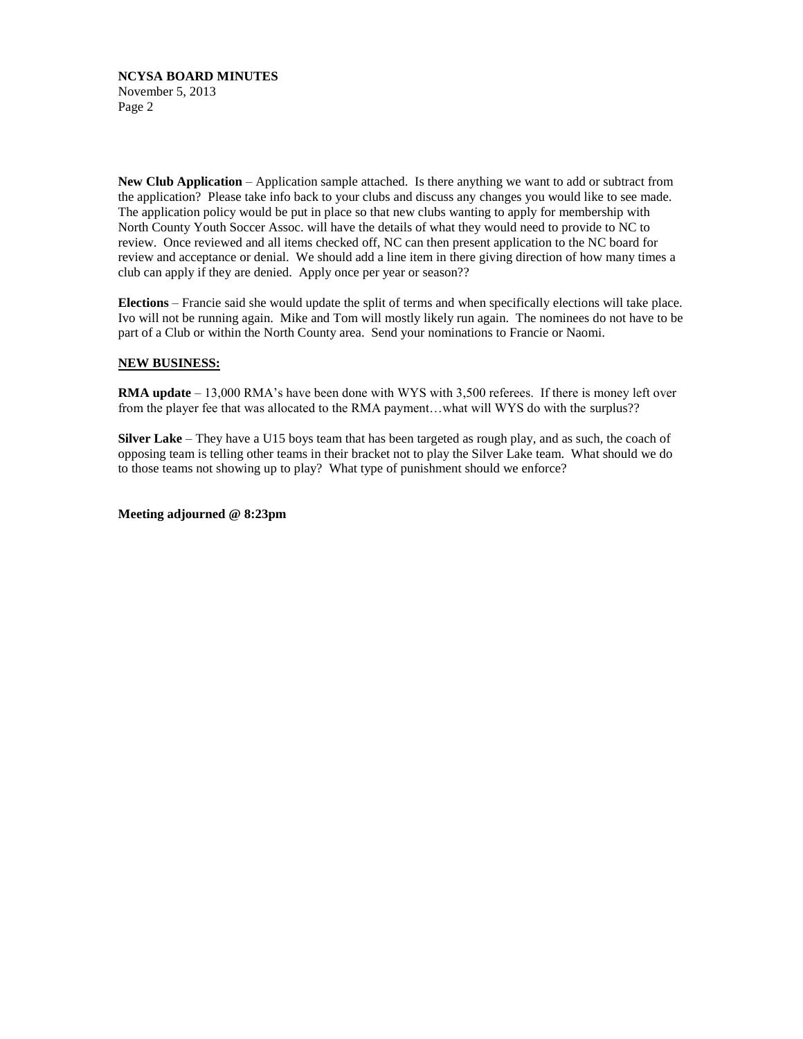**New Club Application** – Application sample attached. Is there anything we want to add or subtract from the application? Please take info back to your clubs and discuss any changes you would like to see made. The application policy would be put in place so that new clubs wanting to apply for membership with North County Youth Soccer Assoc. will have the details of what they would need to provide to NC to review. Once reviewed and all items checked off, NC can then present application to the NC board for review and acceptance or denial. We should add a line item in there giving direction of how many times a club can apply if they are denied. Apply once per year or season??

**Elections** – Francie said she would update the split of terms and when specifically elections will take place. Ivo will not be running again. Mike and Tom will mostly likely run again. The nominees do not have to be part of a Club or within the North County area. Send your nominations to Francie or Naomi.

**NEW BUSINESS:**

**RMA update** – 13,000 RMA's have been done with WYS with 3,500 referees. If there is money left over from the player fee that was allocated to the RMA payment…what will WYS do with the surplus??

**Silver Lake** – They have a U15 boys team that has been targeted as rough play, and as such, the coach of opposing team is telling other teams in their bracket not to play the Silver Lake team. What should we do to those teams not showing up to play? What type of punishment should we enforce?

**Meeting adjourned @ 8:23pm**